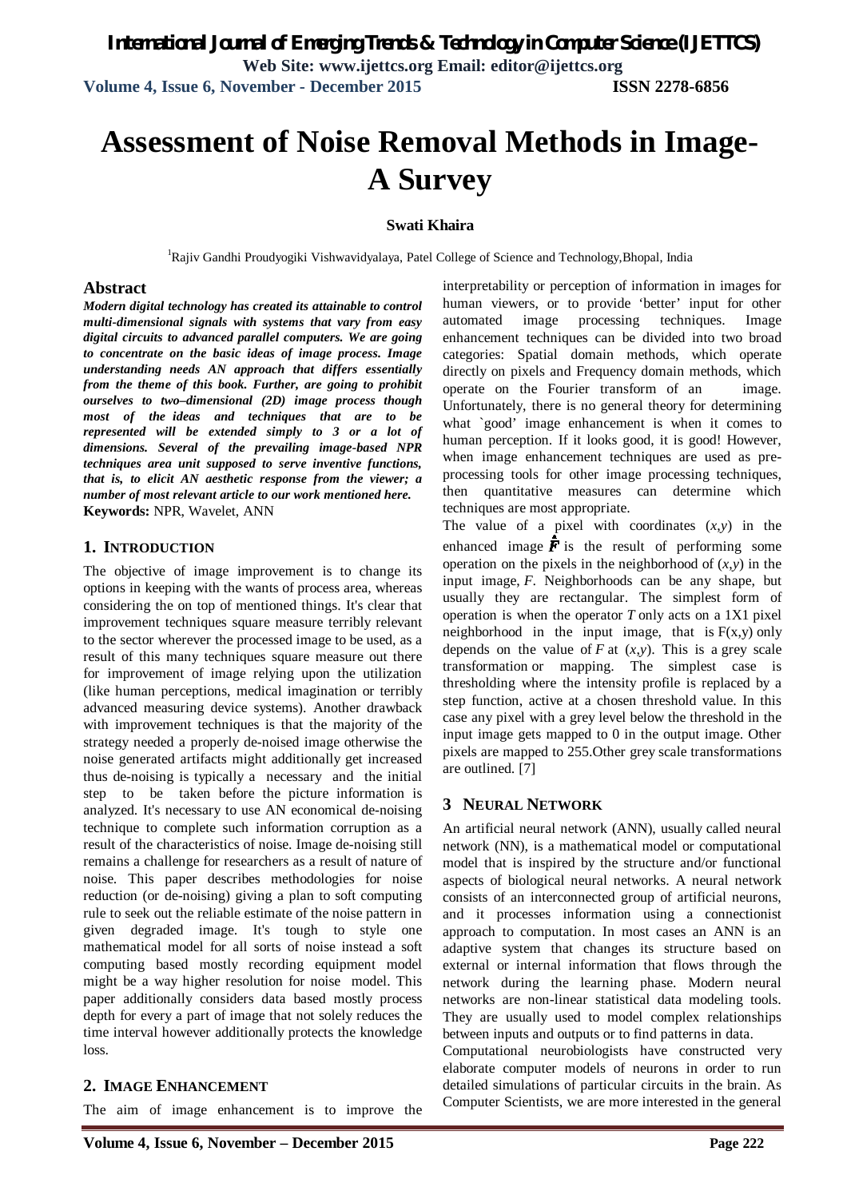# Assessment of Noise Removal Methods in Image-A Survey

**Swati Khaira**

[1]Rajiv Gandhi Proudyogiki Vishwavidyalaya, Patel College of Science and Technology,Bhopal, India

## Abstract

***Modern digital technology has created its attainable to control multi-dimensional signals with systems that vary from easy digital circuits to advanced parallel computers. We are going to concentrate on the basic ideas of image process. Image understanding needs AN approach that differs essentially from the theme of this book. Further, are going to prohibit ourselves to two–dimensional (2D) image process though most of the ideas and techniques that are to be represented will be extended simply to 3 or a lot of dimensions. Several of the prevailing image-based NPR techniques area unit supposed to serve inventive functions, that is, to elicit AN aesthetic response from the viewer; a number of most relevant article to our work mentioned here.***

**Keywords:** NPR, Wavelet, ANN

## 1. INTRODUCTION

The objective of image improvement is to change its options in keeping with the wants of process area, whereas considering the on top of mentioned things. It's clear that improvement techniques square measure terribly relevant to the sector wherever the processed image to be used, as a result of this many techniques square measure out there for improvement of image relying upon the utilization (like human perceptions, medical imagination or terribly advanced measuring device systems). Another drawback with improvement techniques is that the majority of the strategy needed a properly de-noised image otherwise the noise generated artifacts might additionally get increased thus de-noising is typically a necessary and the initial step to be taken before the picture information is analyzed. It's necessary to use AN economical de-noising technique to complete such information corruption as a result of the characteristics of noise. Image de-noising still remains a challenge for researchers as a result of nature of noise. This paper describes methodologies for noise reduction (or de-noising) giving a plan to soft computing rule to seek out the reliable estimate of the noise pattern in given degraded image. It's tough to style one mathematical model for all sorts of noise instead a soft computing based mostly recording equipment model might be a way higher resolution for noise model. This paper additionally considers data based mostly process depth for every a part of image that not solely reduces the time interval however additionally protects the knowledge loss.

## 2. IMAGE ENHANCEMENT

The aim of image enhancement is to improve the interpretability or perception of information in images for human viewers, or to provide 'better' input for other automated image processing techniques. Image enhancement techniques can be divided into two broad categories: Spatial domain methods, which operate directly on pixels and Frequency domain methods, which operate on the Fourier transform of an image. Unfortunately, there is no general theory for determining what `good' image enhancement is when it comes to human perception. If it looks good, it is good! However, when image enhancement techniques are used as pre-processing tools for other image processing techniques, then quantitative measures can determine which techniques are most appropriate.

The value of a pixel with coordinates $(x,y)$ in the enhanced image $\hat{F}$ is the result of performing some operation on the pixels in the neighborhood of $(x,y)$ in the input image, $F$. Neighborhoods can be any shape, but usually they are rectangular. The simplest form of operation is when the operator $T$ only acts on a 1X1 pixel neighborhood in the input image, that is $F(x,y)$ only depends on the value of $F$ at $(x,y)$. This is a grey scale transformation or mapping. The simplest case is thresholding where the intensity profile is replaced by a step function, active at a chosen threshold value. In this case any pixel with a grey level below the threshold in the input image gets mapped to 0 in the output image. Other pixels are mapped to 255.Other grey scale transformations are outlined. [7]

## 3 NEURAL NETWORK

An artificial neural network (ANN), usually called neural network (NN), is a mathematical model or computational model that is inspired by the structure and/or functional aspects of biological neural networks. A neural network consists of an interconnected group of artificial neurons, and it processes information using a connectionist approach to computation. In most cases an ANN is an adaptive system that changes its structure based on external or internal information that flows through the network during the learning phase. Modern neural networks are non-linear statistical data modeling tools. They are usually used to model complex relationships between inputs and outputs or to find patterns in data.

Computational neurobiologists have constructed very elaborate computer models of neurons in order to run detailed simulations of particular circuits in the brain. As Computer Scientists, we are more interested in the general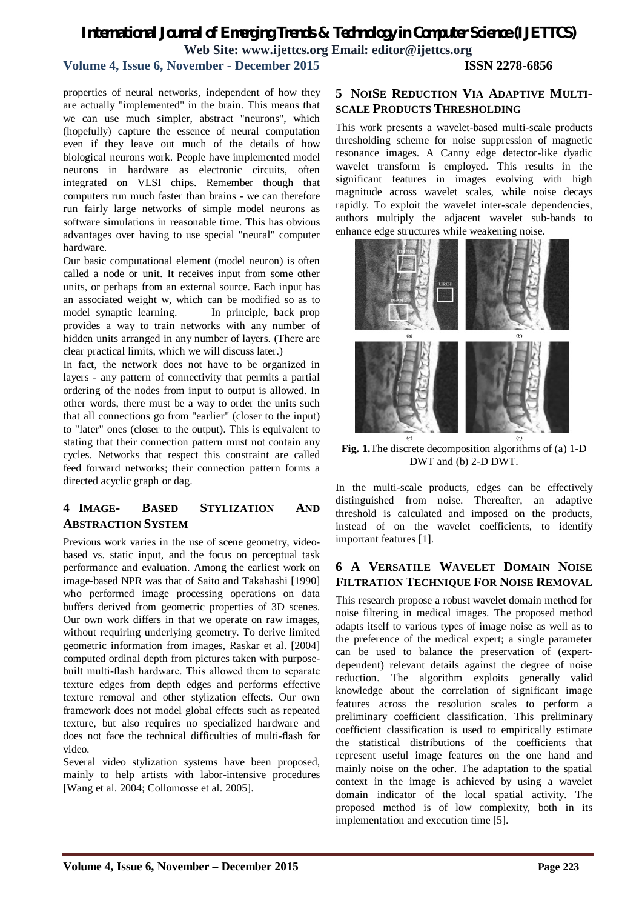properties of neural networks, independent of how they are actually "implemented" in the brain. This means that we can use much simpler, abstract "neurons", which (hopefully) capture the essence of neural computation even if they leave out much of the details of how biological neurons work. People have implemented model neurons in hardware as electronic circuits, often integrated on VLSI chips. Remember though that computers run much faster than brains - we can therefore run fairly large networks of simple model neurons as software simulations in reasonable time. This has obvious advantages over having to use special "neural" computer hardware.

Our basic computational element (model neuron) is often called a node or unit. It receives input from some other units, or perhaps from an external source. Each input has an associated weight w, which can be modified so as to model synaptic learning. In principle, back prop provides a way to train networks with any number of hidden units arranged in any number of layers. (There are clear practical limits, which we will discuss later.)

In fact, the network does not have to be organized in layers - any pattern of connectivity that permits a partial ordering of the nodes from input to output is allowed. In other words, there must be a way to order the units such that all connections go from "earlier" (closer to the input) to "later" ones (closer to the output). This is equivalent to stating that their connection pattern must not contain any cycles. Networks that respect this constraint are called feed forward networks; their connection pattern forms a directed acyclic graph or dag.

## 4 IMAGE- BASED STYLIZATION AND ABSTRACTION SYSTEM

Previous work varies in the use of scene geometry, video-based vs. static input, and the focus on perceptual task performance and evaluation. Among the earliest work on image-based NPR was that of Saito and Takahashi [1990] who performed image processing operations on data buffers derived from geometric properties of 3D scenes. Our own work differs in that we operate on raw images, without requiring underlying geometry. To derive limited geometric information from images, Raskar et al. [2004] computed ordinal depth from pictures taken with purpose-built multi-flash hardware. This allowed them to separate texture edges from depth edges and performs effective texture removal and other stylization effects. Our own framework does not model global effects such as repeated texture, but also requires no specialized hardware and does not face the technical difficulties of multi-flash for video.

Several video stylization systems have been proposed, mainly to help artists with labor-intensive procedures [Wang et al. 2004; Collomosse et al. 2005].

## 5 NOISE REDUCTION VIA ADAPTIVE MULTI-SCALE PRODUCTS THRESHOLDING

This work presents a wavelet-based multi-scale products thresholding scheme for noise suppression of magnetic resonance images. A Canny edge detector-like dyadic wavelet transform is employed. This results in the significant features in images evolving with high magnitude across wavelet scales, while noise decays rapidly. To exploit the wavelet inter-scale dependencies, authors multiply the adjacent wavelet sub-bands to enhance edge structures while weakening noise.

**Fig. 1.** The discrete decomposition algorithms of (a) 1-D DWT and (b) 2-D DWT.

In the multi-scale products, edges can be effectively distinguished from noise. Thereafter, an adaptive threshold is calculated and imposed on the products, instead of on the wavelet coefficients, to identify important features [1].

## 6 A VERSATILE WAVELET DOMAIN NOISE FILTRATION TECHNIQUE FOR NOISE REMOVAL

This research propose a robust wavelet domain method for noise filtering in medical images. The proposed method adapts itself to various types of image noise as well as to the preference of the medical expert; a single parameter can be used to balance the preservation of (expert-dependent) relevant details against the degree of noise reduction. The algorithm exploits generally valid knowledge about the correlation of significant image features across the resolution scales to perform a preliminary coefficient classification. This preliminary coefficient classification is used to empirically estimate the statistical distributions of the coefficients that represent useful image features on the one hand and mainly noise on the other. The adaptation to the spatial context in the image is achieved by using a wavelet domain indicator of the local spatial activity. The proposed method is of low complexity, both in its implementation and execution time [5].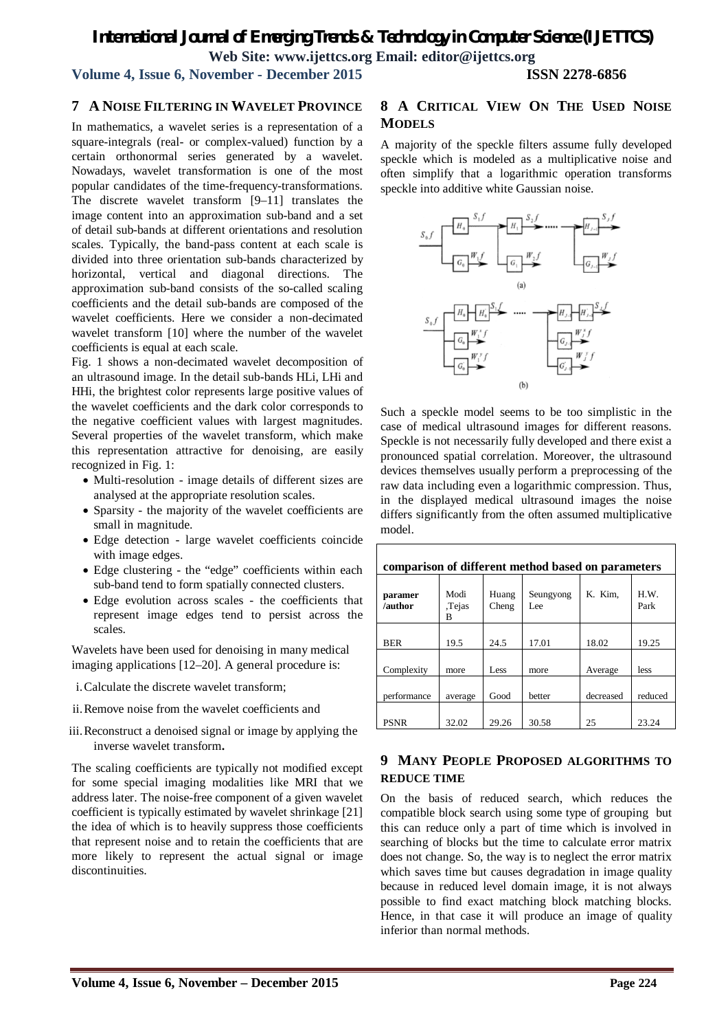## 7 A NOISE FILTERING IN WAVELET PROVINCE

In mathematics, a wavelet series is a representation of a square-integrals (real- or complex-valued) function by a certain orthonormal series generated by a wavelet. Nowadays, wavelet transformation is one of the most popular candidates of the time-frequency-transformations. The discrete wavelet transform [9–11] translates the image content into an approximation sub-band and a set of detail sub-bands at different orientations and resolution scales. Typically, the band-pass content at each scale is divided into three orientation sub-bands characterized by horizontal, vertical and diagonal directions. The approximation sub-band consists of the so-called scaling coefficients and the detail sub-bands are composed of the wavelet coefficients. Here we consider a non-decimated wavelet transform [10] where the number of the wavelet coefficients is equal at each scale.

Fig. 1 shows a non-decimated wavelet decomposition of an ultrasound image. In the detail sub-bands HLi, LHi and HHi, the brightest color represents large positive values of the wavelet coefficients and the dark color corresponds to the negative coefficient values with largest magnitudes. Several properties of the wavelet transform, which make this representation attractive for denoising, are easily recognized in Fig. 1:

- Multi-resolution - image details of different sizes are analysed at the appropriate resolution scales.
- Sparsity - the majority of the wavelet coefficients are small in magnitude.
- Edge detection - large wavelet coefficients coincide with image edges.
- Edge clustering - the "edge" coefficients within each sub-band tend to form spatially connected clusters.
- Edge evolution across scales - the coefficients that represent image edges tend to persist across the scales.

Wavelets have been used for denoising in many medical imaging applications [12–20]. A general procedure is:

i. Calculate the discrete wavelet transform;

ii. Remove noise from the wavelet coefficients and

iii. Reconstruct a denoised signal or image by applying the inverse wavelet transform**.**

The scaling coefficients are typically not modified except for some special imaging modalities like MRI that we address later. The noise-free component of a given wavelet coefficient is typically estimated by wavelet shrinkage [21] the idea of which is to heavily suppress those coefficients that represent noise and to retain the coefficients that are more likely to represent the actual signal or image discontinuities.

## 8 A CRITICAL VIEW ON THE USED NOISE MODELS

A majority of the speckle filters assume fully developed speckle which is modeled as a multiplicative noise and often simplify that a logarithmic operation transforms speckle into additive white Gaussian noise.

(a)

(b)

Such a speckle model seems to be too simplistic in the case of medical ultrasound images for different reasons. Speckle is not necessarily fully developed and there exist a pronounced spatial correlation. Moreover, the ultrasound devices themselves usually perform a preprocessing of the raw data including even a logarithmic compression. Thus, in the displayed medical ultrasound images the noise differs significantly from the often assumed multiplicative model.

**comparison of different method based on parameters**

| **paramer /author** | Modi ,Tejas B | Huang Cheng | Seungyong Lee | K. Kim, | H.W. Park |
|---|---|---|---|---|---|
| BER | 19.5 | 24.5 | 17.01 | 18.02 | 19.25 |
| Complexity | more | Less | more | Average | less |
| performance | average | Good | better | decreased | reduced |
| PSNR | 32.02 | 29.26 | 30.58 | 25 | 23.24 |

## 9 MANY PEOPLE PROPOSED ALGORITHMS TO REDUCE TIME

On the basis of reduced search, which reduces the compatible block search using some type of grouping but this can reduce only a part of time which is involved in searching of blocks but the time to calculate error matrix does not change. So, the way is to neglect the error matrix which saves time but causes degradation in image quality because in reduced level domain image, it is not always possible to find exact matching block matching blocks. Hence, in that case it will produce an image of quality inferior than normal methods.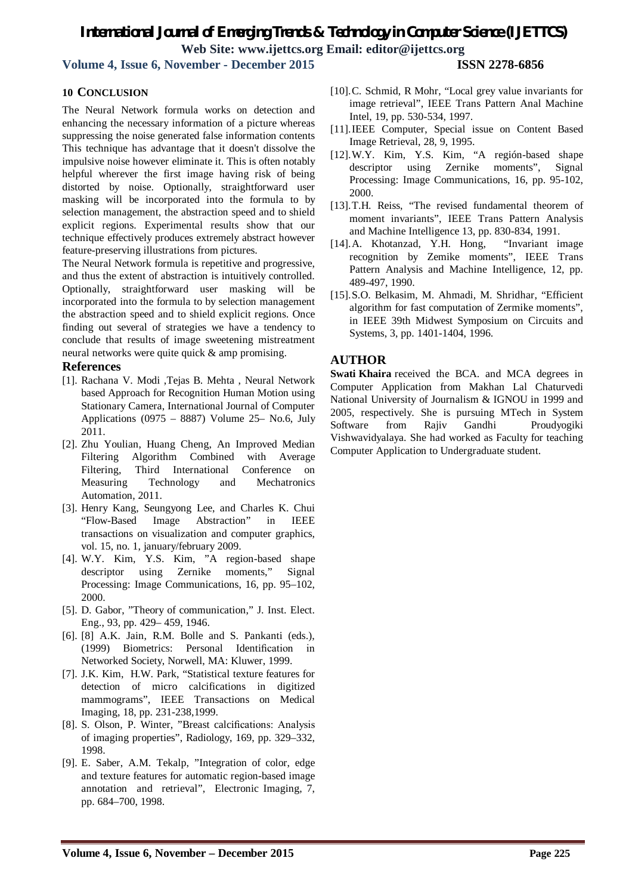## 10 CONCLUSION

The Neural Network formula works on detection and enhancing the necessary information of a picture whereas suppressing the noise generated false information contents This technique has advantage that it doesn't dissolve the impulsive noise however eliminate it. This is often notably helpful wherever the first image having risk of being distorted by noise. Optionally, straightforward user masking will be incorporated into the formula to by selection management, the abstraction speed and to shield explicit regions. Experimental results show that our technique effectively produces extremely abstract however feature-preserving illustrations from pictures.

The Neural Network formula is repetitive and progressive, and thus the extent of abstraction is intuitively controlled. Optionally, straightforward user masking will be incorporated into the formula to by selection management the abstraction speed and to shield explicit regions. Once finding out several of strategies we have a tendency to conclude that results of image sweetening mistreatment neural networks were quite quick & amp promising.

## References

[1]. Rachana V. Modi ,Tejas B. Mehta , Neural Network based Approach for Recognition Human Motion using Stationary Camera, International Journal of Computer Applications (0975 – 8887) Volume 25– No.6, July 2011.

[2]. Zhu Youlian, Huang Cheng, An Improved Median Filtering Algorithm Combined with Average Filtering, Third International Conference on Measuring Technology and Mechatronics Automation, 2011.

[3]. Henry Kang, Seungyong Lee, and Charles K. Chui "Flow-Based Image Abstraction" in IEEE transactions on visualization and computer graphics, vol. 15, no. 1, january/february 2009.

[4]. W.Y. Kim, Y.S. Kim, "A region-based shape descriptor using Zernike moments," Signal Processing: Image Communications, 16, pp. 95–102, 2000.

[5]. D. Gabor, "Theory of communication," J. Inst. Elect. Eng., 93, pp. 429– 459, 1946.

[6]. [8] A.K. Jain, R.M. Bolle and S. Pankanti (eds.), (1999) Biometrics: Personal Identification in Networked Society, Norwell, MA: Kluwer, 1999.

[7]. J.K. Kim, H.W. Park, "Statistical texture features for detection of micro calcifications in digitized mammograms", IEEE Transactions on Medical Imaging, 18, pp. 231-238,1999.

[8]. S. Olson, P. Winter, "Breast calcifications: Analysis of imaging properties", Radiology, 169, pp. 329–332, 1998.

[9]. E. Saber, A.M. Tekalp, "Integration of color, edge and texture features for automatic region-based image annotation and retrieval", Electronic Imaging, 7, pp. 684–700, 1998.

[10]. C. Schmid, R Mohr, "Local grey value invariants for image retrieval", IEEE Trans Pattern Anal Machine Intel, 19, pp. 530-534, 1997.

[11]. IEEE Computer, Special issue on Content Based Image Retrieval, 28, 9, 1995.

[12]. W.Y. Kim, Y.S. Kim, "A región-based shape descriptor using Zernike moments", Signal Processing: Image Communications, 16, pp. 95-102, 2000.

[13]. T.H. Reiss, "The revised fundamental theorem of moment invariants", IEEE Trans Pattern Analysis and Machine Intelligence 13, pp. 830-834, 1991.

[14]. A. Khotanzad, Y.H. Hong, "Invariant image recognition by Zemike moments", IEEE Trans Pattern Analysis and Machine Intelligence, 12, pp. 489-497, 1990.

[15]. S.O. Belkasim, M. Ahmadi, M. Shridhar, "Efficient algorithm for fast computation of Zermike moments", in IEEE 39th Midwest Symposium on Circuits and Systems, 3, pp. 1401-1404, 1996.

## AUTHOR

**Swati Khaira** received the BCA. and MCA degrees in Computer Application from Makhan Lal Chaturvedi National University of Journalism & IGNOU in 1999 and 2005, respectively. She is pursuing MTech in System Software from Rajiv Gandhi Proudyogiki Vishwavidyalaya. She had worked as Faculty for teaching Computer Application to Undergraduate student.